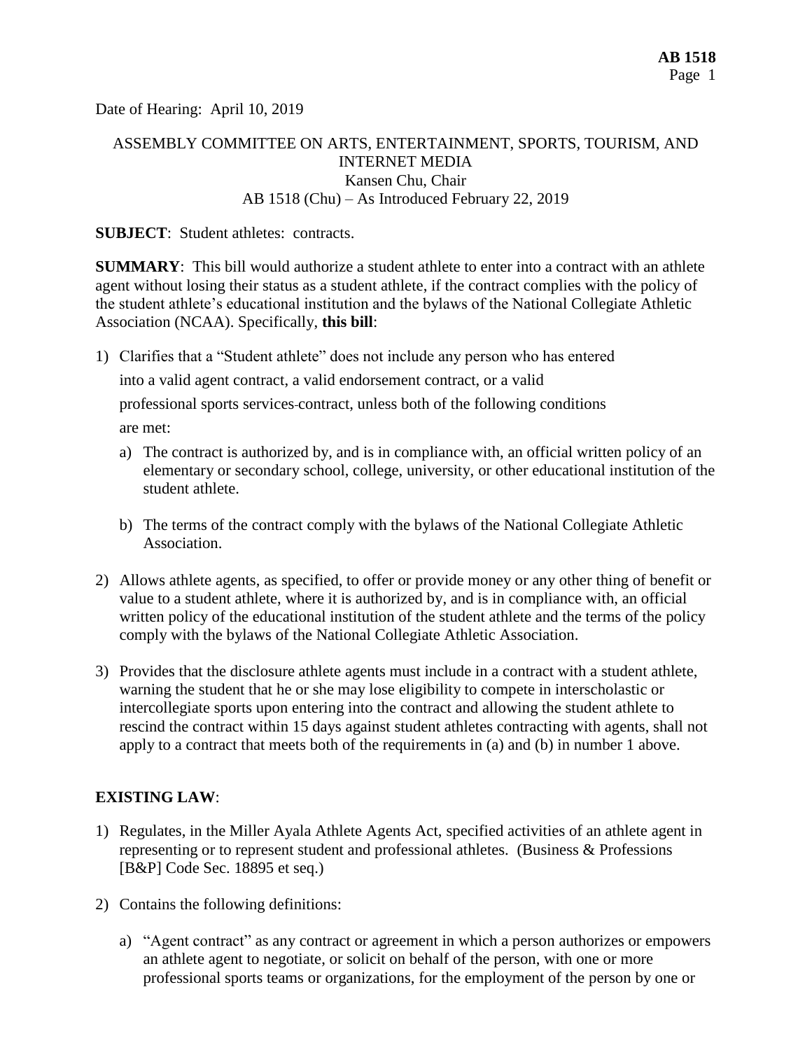Date of Hearing: April 10, 2019

ASSEMBLY COMMITTEE ON ARTS, ENTERTAINMENT, SPORTS, TOURISM, AND INTERNET MEDIA
Kansen Chu, Chair
AB 1518 (Chu) – As Introduced February 22, 2019

**SUBJECT**: Student athletes: contracts.

**SUMMARY**: This bill would authorize a student athlete to enter into a contract with an athlete agent without losing their status as a student athlete, if the contract complies with the policy of the student athlete's educational institution and the bylaws of the National Collegiate Athletic Association (NCAA). Specifically, **this bill**:

1) Clarifies that a "Student athlete" does not include any person who has entered into a valid agent contract, a valid endorsement contract, or a valid professional sports services contract, unless both of the following conditions are met:
   a) The contract is authorized by, and is in compliance with, an official written policy of an elementary or secondary school, college, university, or other educational institution of the student athlete.
   b) The terms of the contract comply with the bylaws of the National Collegiate Athletic Association.

2) Allows athlete agents, as specified, to offer or provide money or any other thing of benefit or value to a student athlete, where it is authorized by, and is in compliance with, an official written policy of the educational institution of the student athlete and the terms of the policy comply with the bylaws of the National Collegiate Athletic Association.

3) Provides that the disclosure athlete agents must include in a contract with a student athlete, warning the student that he or she may lose eligibility to compete in interscholastic or intercollegiate sports upon entering into the contract and allowing the student athlete to rescind the contract within 15 days against student athletes contracting with agents, shall not apply to a contract that meets both of the requirements in (a) and (b) in number 1 above.

**EXISTING LAW**:

1) Regulates, in the Miller Ayala Athlete Agents Act, specified activities of an athlete agent in representing or to represent student and professional athletes. (Business & Professions [B&P] Code Sec. 18895 et seq.)

2) Contains the following definitions:
   a) "Agent contract" as any contract or agreement in which a person authorizes or empowers an athlete agent to negotiate, or solicit on behalf of the person, with one or more professional sports teams or organizations, for the employment of the person by one or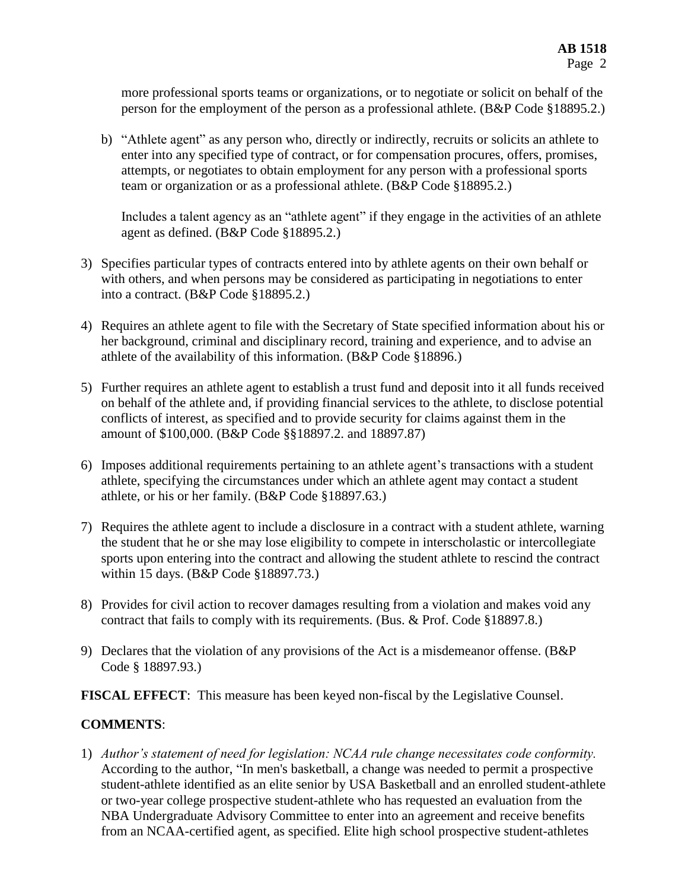more professional sports teams or organizations, or to negotiate or solicit on behalf of the person for the employment of the person as a professional athlete. (B&P Code §18895.2.)

b) "Athlete agent" as any person who, directly or indirectly, recruits or solicits an athlete to enter into any specified type of contract, or for compensation procures, offers, promises, attempts, or negotiates to obtain employment for any person with a professional sports team or organization or as a professional athlete. (B&P Code §18895.2.)

   Includes a talent agency as an "athlete agent" if they engage in the activities of an athlete agent as defined. (B&P Code §18895.2.)

3) Specifies particular types of contracts entered into by athlete agents on their own behalf or with others, and when persons may be considered as participating in negotiations to enter into a contract. (B&P Code §18895.2.)

4) Requires an athlete agent to file with the Secretary of State specified information about his or her background, criminal and disciplinary record, training and experience, and to advise an athlete of the availability of this information. (B&P Code §18896.)

5) Further requires an athlete agent to establish a trust fund and deposit into it all funds received on behalf of the athlete and, if providing financial services to the athlete, to disclose potential conflicts of interest, as specified and to provide security for claims against them in the amount of $100,000. (B&P Code §§18897.2. and 18897.87)

6) Imposes additional requirements pertaining to an athlete agent's transactions with a student athlete, specifying the circumstances under which an athlete agent may contact a student athlete, or his or her family. (B&P Code §18897.63.)

7) Requires the athlete agent to include a disclosure in a contract with a student athlete, warning the student that he or she may lose eligibility to compete in interscholastic or intercollegiate sports upon entering into the contract and allowing the student athlete to rescind the contract within 15 days. (B&P Code §18897.73.)

8) Provides for civil action to recover damages resulting from a violation and makes void any contract that fails to comply with its requirements. (Bus. & Prof. Code §18897.8.)

9) Declares that the violation of any provisions of the Act is a misdemeanor offense. (B&P Code § 18897.93.)

**FISCAL EFFECT**: This measure has been keyed non-fiscal by the Legislative Counsel.

**COMMENTS**:

1) *Author's statement of need for legislation: NCAA rule change necessitates code conformity.* According to the author, "In men's basketball, a change was needed to permit a prospective student-athlete identified as an elite senior by USA Basketball and an enrolled student-athlete or two-year college prospective student-athlete who has requested an evaluation from the NBA Undergraduate Advisory Committee to enter into an agreement and receive benefits from an NCAA-certified agent, as specified. Elite high school prospective student-athletes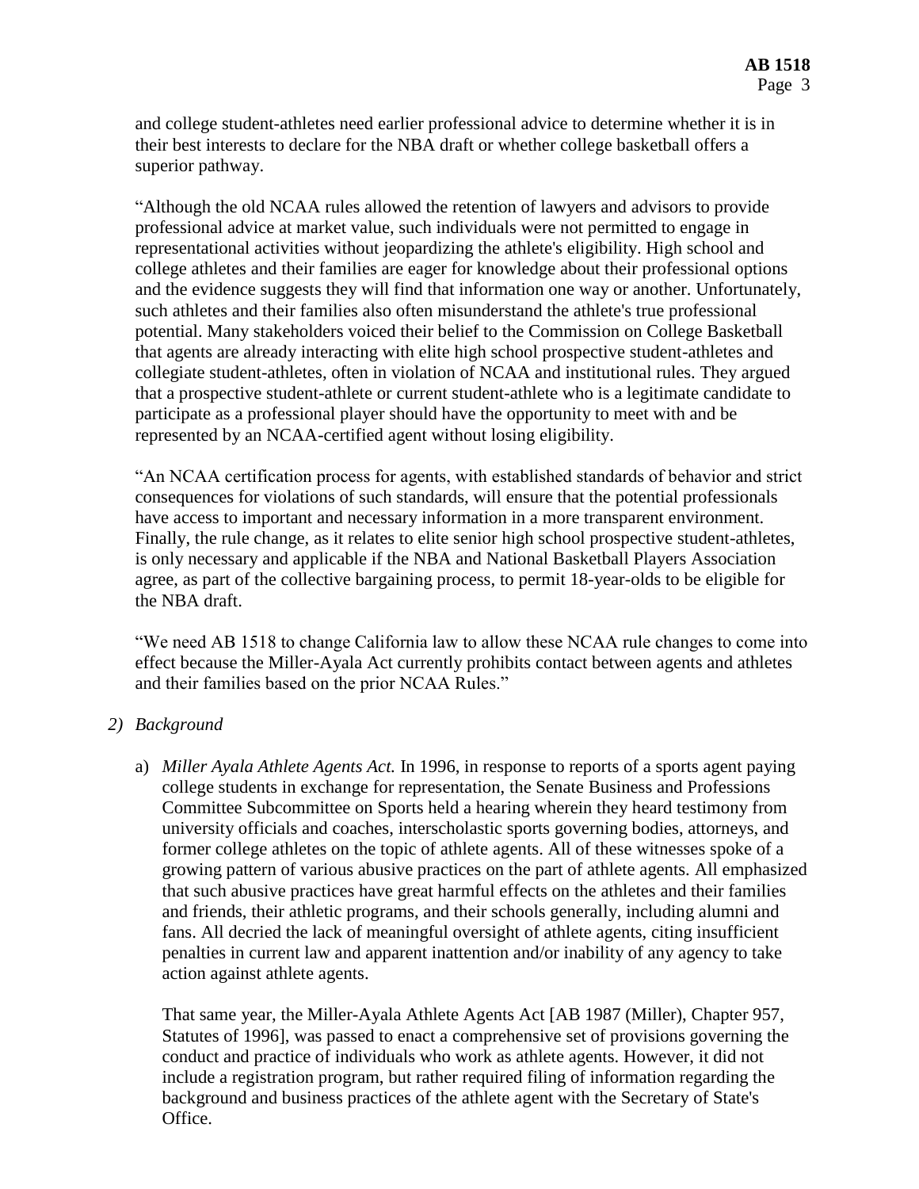and college student-athletes need earlier professional advice to determine whether it is in their best interests to declare for the NBA draft or whether college basketball offers a superior pathway.

"Although the old NCAA rules allowed the retention of lawyers and advisors to provide professional advice at market value, such individuals were not permitted to engage in representational activities without jeopardizing the athlete's eligibility. High school and college athletes and their families are eager for knowledge about their professional options and the evidence suggests they will find that information one way or another. Unfortunately, such athletes and their families also often misunderstand the athlete's true professional potential. Many stakeholders voiced their belief to the Commission on College Basketball that agents are already interacting with elite high school prospective student-athletes and collegiate student-athletes, often in violation of NCAA and institutional rules. They argued that a prospective student-athlete or current student-athlete who is a legitimate candidate to participate as a professional player should have the opportunity to meet with and be represented by an NCAA-certified agent without losing eligibility.

"An NCAA certification process for agents, with established standards of behavior and strict consequences for violations of such standards, will ensure that the potential professionals have access to important and necessary information in a more transparent environment. Finally, the rule change, as it relates to elite senior high school prospective student-athletes, is only necessary and applicable if the NBA and National Basketball Players Association agree, as part of the collective bargaining process, to permit 18-year-olds to be eligible for the NBA draft.

"We need AB 1518 to change California law to allow these NCAA rule changes to come into effect because the Miller-Ayala Act currently prohibits contact between agents and athletes and their families based on the prior NCAA Rules."

2) *Background*

   a) *Miller Ayala Athlete Agents Act.* In 1996, in response to reports of a sports agent paying college students in exchange for representation, the Senate Business and Professions Committee Subcommittee on Sports held a hearing wherein they heard testimony from university officials and coaches, interscholastic sports governing bodies, attorneys, and former college athletes on the topic of athlete agents. All of these witnesses spoke of a growing pattern of various abusive practices on the part of athlete agents. All emphasized that such abusive practices have great harmful effects on the athletes and their families and friends, their athletic programs, and their schools generally, including alumni and fans. All decried the lack of meaningful oversight of athlete agents, citing insufficient penalties in current law and apparent inattention and/or inability of any agency to take action against athlete agents.

      That same year, the Miller-Ayala Athlete Agents Act [AB 1987 (Miller), Chapter 957, Statutes of 1996], was passed to enact a comprehensive set of provisions governing the conduct and practice of individuals who work as athlete agents. However, it did not include a registration program, but rather required filing of information regarding the background and business practices of the athlete agent with the Secretary of State's Office.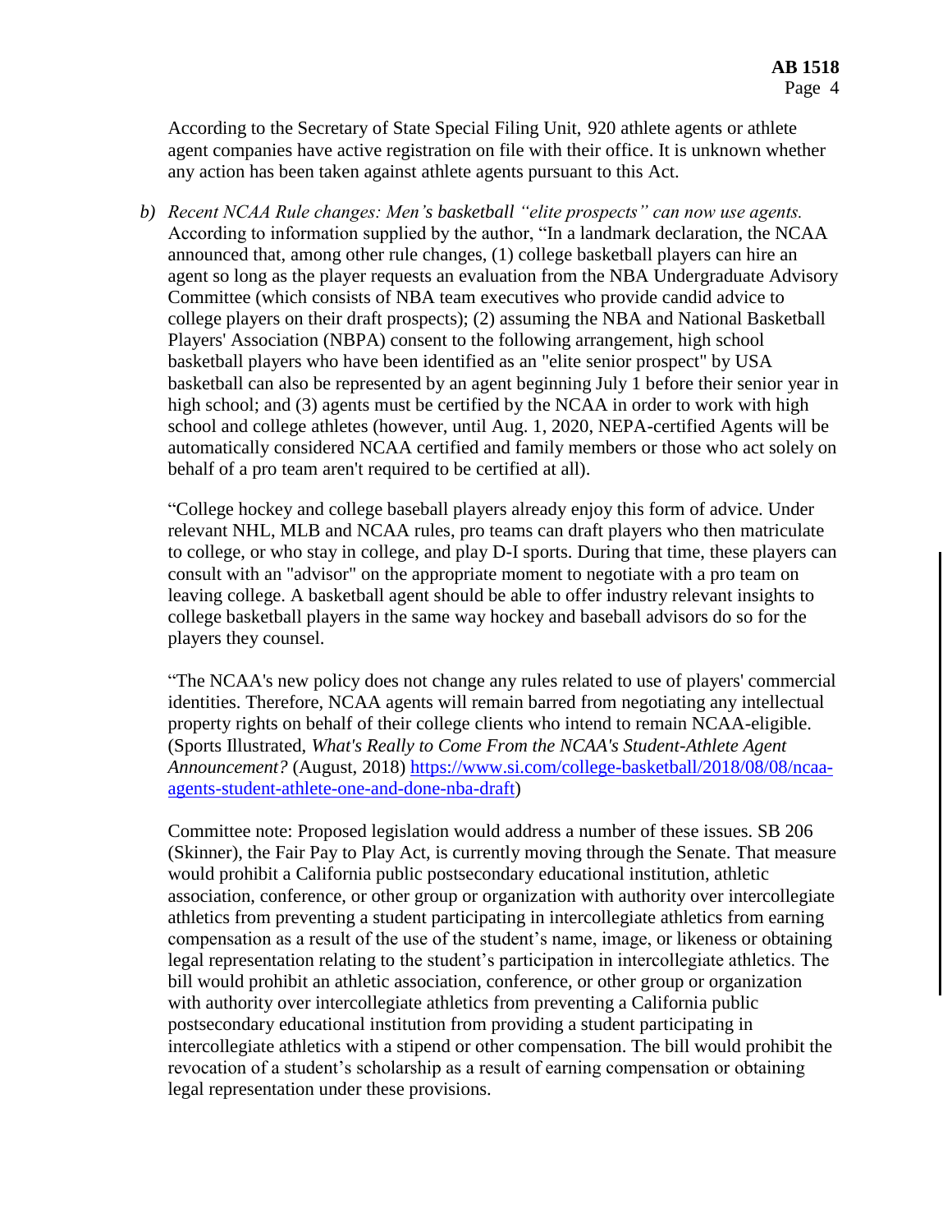According to the Secretary of State Special Filing Unit, 920 athlete agents or athlete agent companies have active registration on file with their office. It is unknown whether any action has been taken against athlete agents pursuant to this Act.

b) *Recent NCAA Rule changes: Men's basketball "elite prospects" can now use agents.* According to information supplied by the author, "In a landmark declaration, the NCAA announced that, among other rule changes, (1) college basketball players can hire an agent so long as the player requests an evaluation from the NBA Undergraduate Advisory Committee (which consists of NBA team executives who provide candid advice to college players on their draft prospects); (2) assuming the NBA and National Basketball Players' Association (NBPA) consent to the following arrangement, high school basketball players who have been identified as an "elite senior prospect" by USA basketball can also be represented by an agent beginning July 1 before their senior year in high school; and (3) agents must be certified by the NCAA in order to work with high school and college athletes (however, until Aug. 1, 2020, NEPA-certified Agents will be automatically considered NCAA certified and family members or those who act solely on behalf of a pro team aren't required to be certified at all).

"College hockey and college baseball players already enjoy this form of advice. Under relevant NHL, MLB and NCAA rules, pro teams can draft players who then matriculate to college, or who stay in college, and play D-I sports. During that time, these players can consult with an "advisor" on the appropriate moment to negotiate with a pro team on leaving college. A basketball agent should be able to offer industry relevant insights to college basketball players in the same way hockey and baseball advisors do so for the players they counsel.

"The NCAA's new policy does not change any rules related to use of players' commercial identities. Therefore, NCAA agents will remain barred from negotiating any intellectual property rights on behalf of their college clients who intend to remain NCAA-eligible. (Sports Illustrated, *What's Really to Come From the NCAA's Student-Athlete Agent Announcement?* (August, 2018) [https://www.si.com/college-basketball/2018/08/08/ncaa-agents-student-athlete-one-and-done-nba-draft](https://www.si.com/college-basketball/2018/08/08/ncaa-agents-student-athlete-one-and-done-nba-draft))

Committee note: Proposed legislation would address a number of these issues. SB 206 (Skinner), the Fair Pay to Play Act, is currently moving through the Senate. That measure would prohibit a California public postsecondary educational institution, athletic association, conference, or other group or organization with authority over intercollegiate athletics from preventing a student participating in intercollegiate athletics from earning compensation as a result of the use of the student's name, image, or likeness or obtaining legal representation relating to the student's participation in intercollegiate athletics. The bill would prohibit an athletic association, conference, or other group or organization with authority over intercollegiate athletics from preventing a California public postsecondary educational institution from providing a student participating in intercollegiate athletics with a stipend or other compensation. The bill would prohibit the revocation of a student's scholarship as a result of earning compensation or obtaining legal representation under these provisions.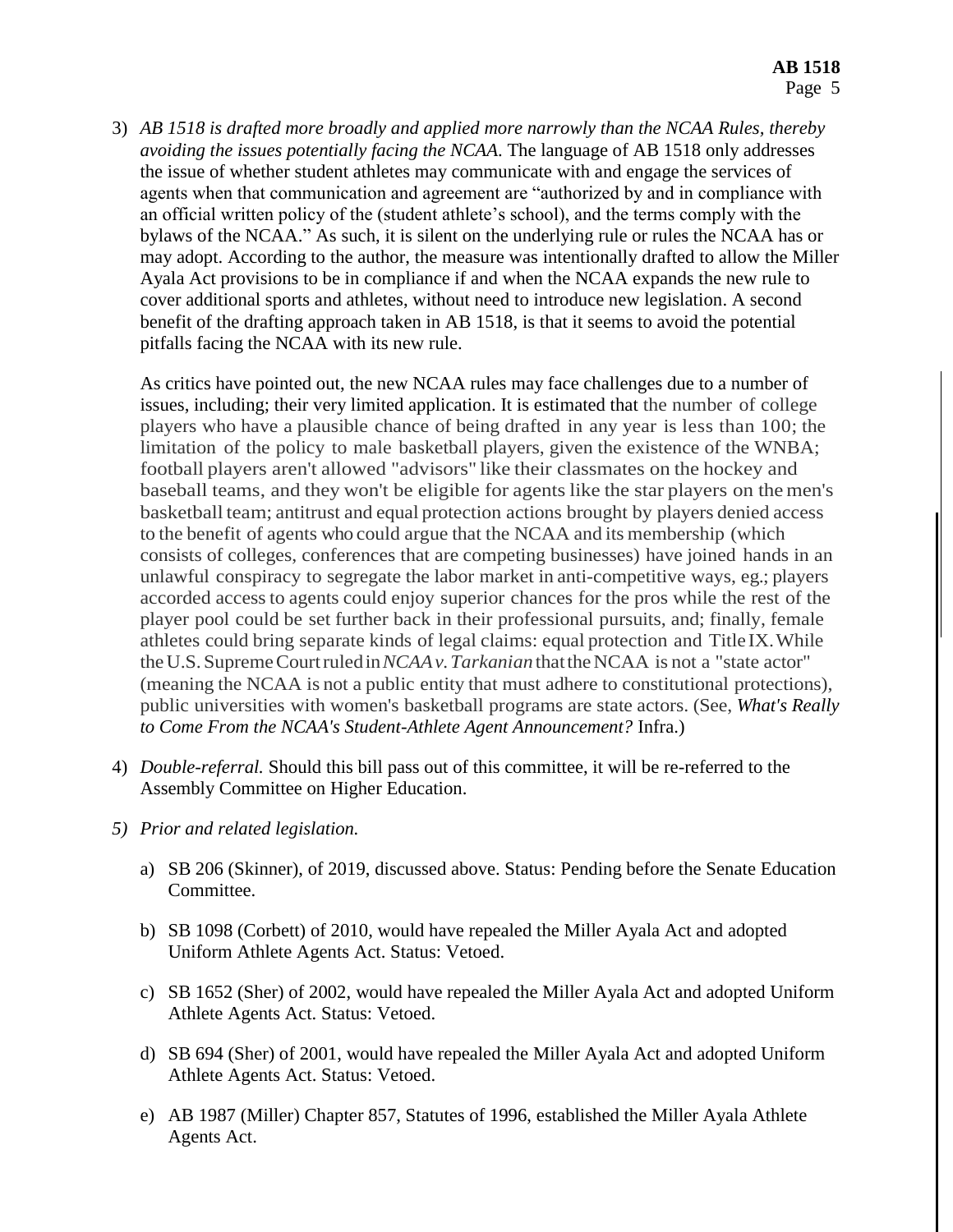3) *AB 1518 is drafted more broadly and applied more narrowly than the NCAA Rules, thereby avoiding the issues potentially facing the NCAA.* The language of AB 1518 only addresses the issue of whether student athletes may communicate with and engage the services of agents when that communication and agreement are "authorized by and in compliance with an official written policy of the (student athlete's school), and the terms comply with the bylaws of the NCAA." As such, it is silent on the underlying rule or rules the NCAA has or may adopt. According to the author, the measure was intentionally drafted to allow the Miller Ayala Act provisions to be in compliance if and when the NCAA expands the new rule to cover additional sports and athletes, without need to introduce new legislation. A second benefit of the drafting approach taken in AB 1518, is that it seems to avoid the potential pitfalls facing the NCAA with its new rule.

   As critics have pointed out, the new NCAA rules may face challenges due to a number of issues, including; their very limited application. It is estimated that the number of college players who have a plausible chance of being drafted in any year is less than 100; the limitation of the policy to male basketball players, given the existence of the WNBA; football players aren't allowed "advisors" like their classmates on the hockey and baseball teams, and they won't be eligible for agents like the star players on the men's basketball team; antitrust and equal protection actions brought by players denied access to the benefit of agents who could argue that the NCAA and its membership (which consists of colleges, conferences that are competing businesses) have joined hands in an unlawful conspiracy to segregate the labor market in anti-competitive ways, eg.; players accorded access to agents could enjoy superior chances for the pros while the rest of the player pool could be set further back in their professional pursuits, and; finally, female athletes could bring separate kinds of legal claims: equal protection and Title IX. While the U.S. Supreme Court ruled in *NCAA v. Tarkanian* that the NCAA is not a "state actor" (meaning the NCAA is not a public entity that must adhere to constitutional protections), public universities with women's basketball programs are state actors. (See, *What's Really to Come From the NCAA's Student-Athlete Agent Announcement?* Infra.)

4) *Double-referral.* Should this bill pass out of this committee, it will be re-referred to the Assembly Committee on Higher Education.

5) *Prior and related legislation.*

   a) SB 206 (Skinner), of 2019, discussed above. Status: Pending before the Senate Education Committee.

   b) SB 1098 (Corbett) of 2010, would have repealed the Miller Ayala Act and adopted Uniform Athlete Agents Act. Status: Vetoed.

   c) SB 1652 (Sher) of 2002, would have repealed the Miller Ayala Act and adopted Uniform Athlete Agents Act. Status: Vetoed.

   d) SB 694 (Sher) of 2001, would have repealed the Miller Ayala Act and adopted Uniform Athlete Agents Act. Status: Vetoed.

   e) AB 1987 (Miller) Chapter 857, Statutes of 1996, established the Miller Ayala Athlete Agents Act.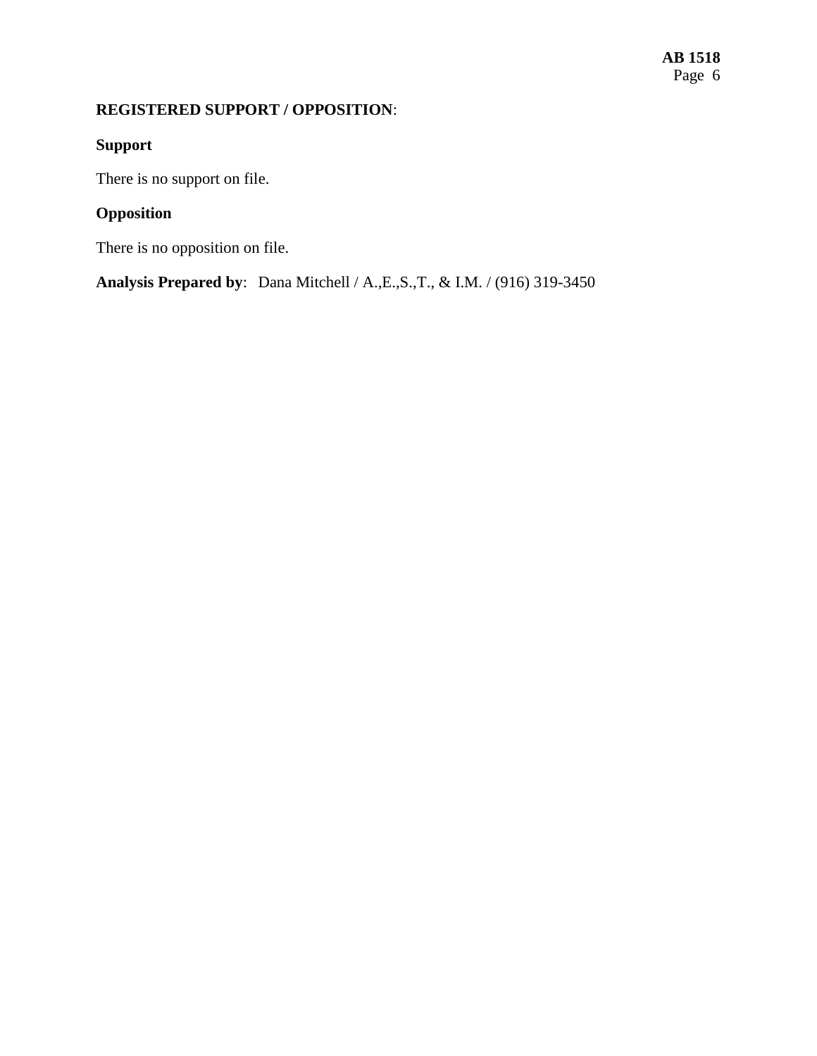**REGISTERED SUPPORT / OPPOSITION**:

**Support**

There is no support on file.

**Opposition**

There is no opposition on file.

**Analysis Prepared by**: Dana Mitchell / A.,E.,S.,T., & I.M. / (916) 319-3450